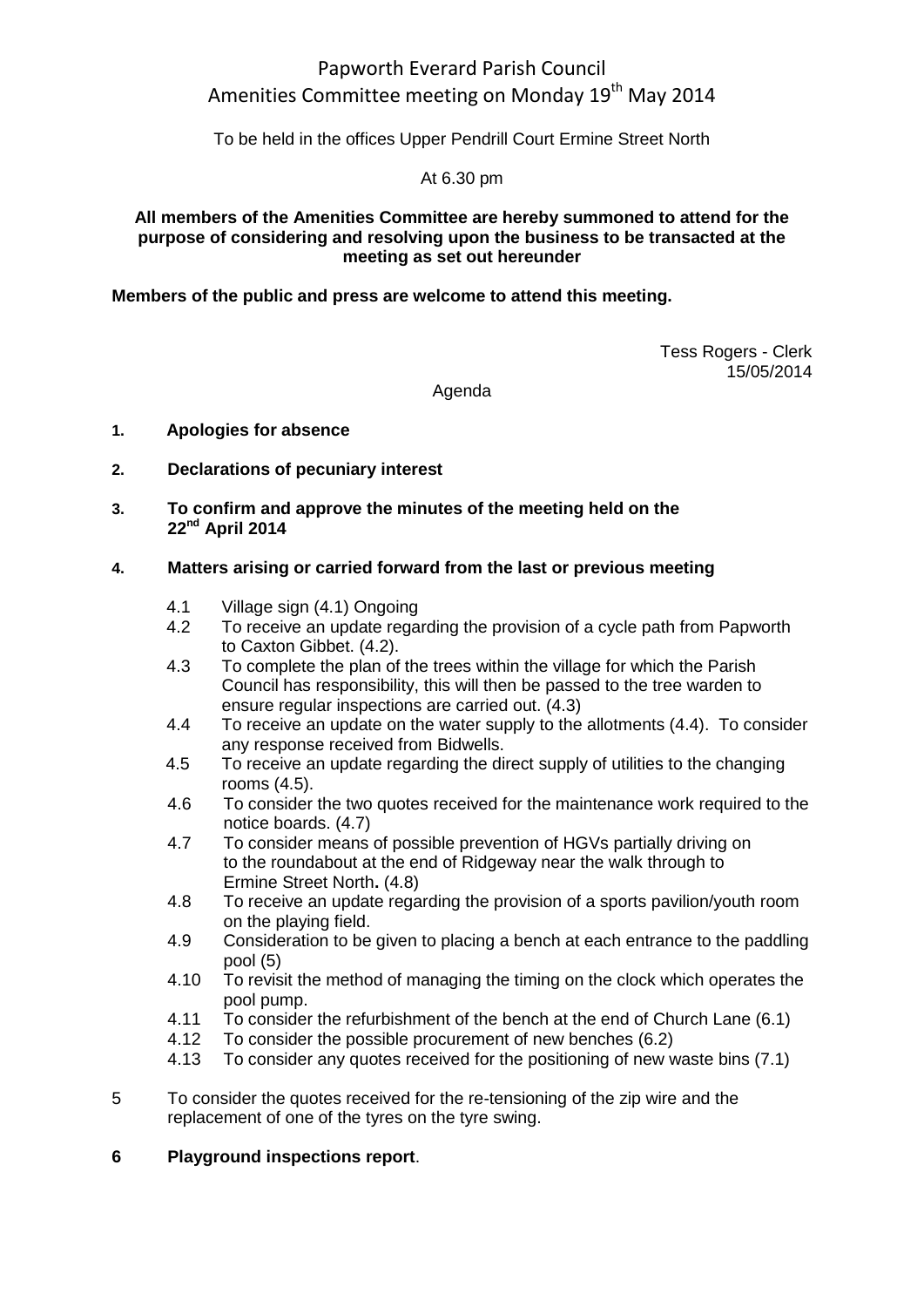# Papworth Everard Parish Council
## Amenities Committee meeting on Monday 19th May 2014

To be held in the offices Upper Pendrill Court Ermine Street North

At 6.30 pm

**All members of the Amenities Committee are hereby summoned to attend for the purpose of considering and resolving upon the business to be transacted at the meeting as set out hereunder**

**Members of the public and press are welcome to attend this meeting.**

Tess Rogers - Clerk
15/05/2014

Agenda

1. **Apologies for absence**

2. **Declarations of pecuniary interest**

3. **To confirm and approve the minutes of the meeting held on the 22nd April 2014**

4. **Matters arising or carried forward from the last or previous meeting**

   4.1 Village sign (4.1) Ongoing
   4.2 To receive an update regarding the provision of a cycle path from Papworth to Caxton Gibbet. (4.2).
   4.3 To complete the plan of the trees within the village for which the Parish Council has responsibility, this will then be passed to the tree warden to ensure regular inspections are carried out. (4.3)
   4.4 To receive an update on the water supply to the allotments (4.4). To consider any response received from Bidwells.
   4.5 To receive an update regarding the direct supply of utilities to the changing rooms (4.5).
   4.6 To consider the two quotes received for the maintenance work required to the notice boards. (4.7)
   4.7 To consider means of possible prevention of HGVs partially driving on to the roundabout at the end of Ridgeway near the walk through to Ermine Street North**.** (4.8)
   4.8 To receive an update regarding the provision of a sports pavilion/youth room on the playing field.
   4.9 Consideration to be given to placing a bench at each entrance to the paddling pool (5)
   4.10 To revisit the method of managing the timing on the clock which operates the pool pump.
   4.11 To consider the refurbishment of the bench at the end of Church Lane (6.1)
   4.12 To consider the possible procurement of new benches (6.2)
   4.13 To consider any quotes received for the positioning of new waste bins (7.1)

5. To consider the quotes received for the re-tensioning of the zip wire and the replacement of one of the tyres on the tyre swing.

6. **Playground inspections report**.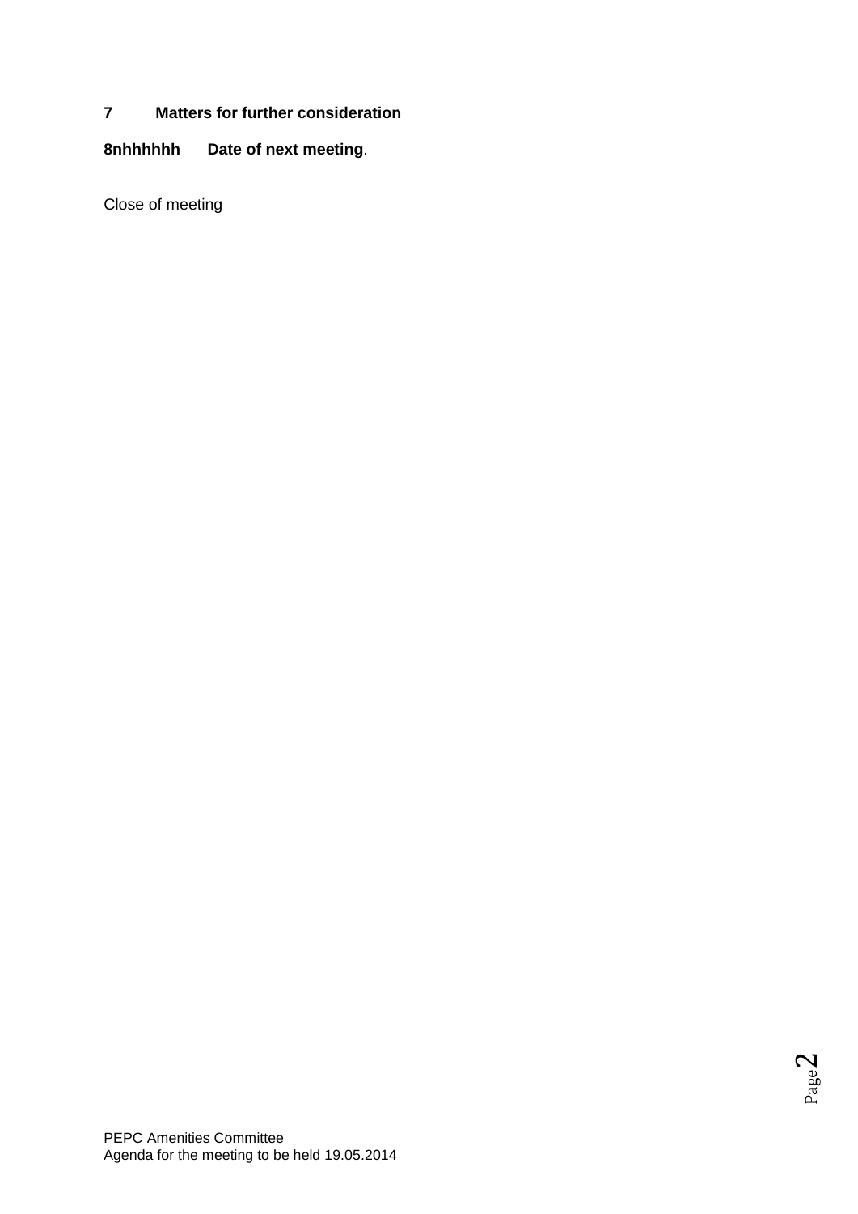**7 Matters for further consideration**

**8nhhhhhh Date of next meeting**.

Close of meeting